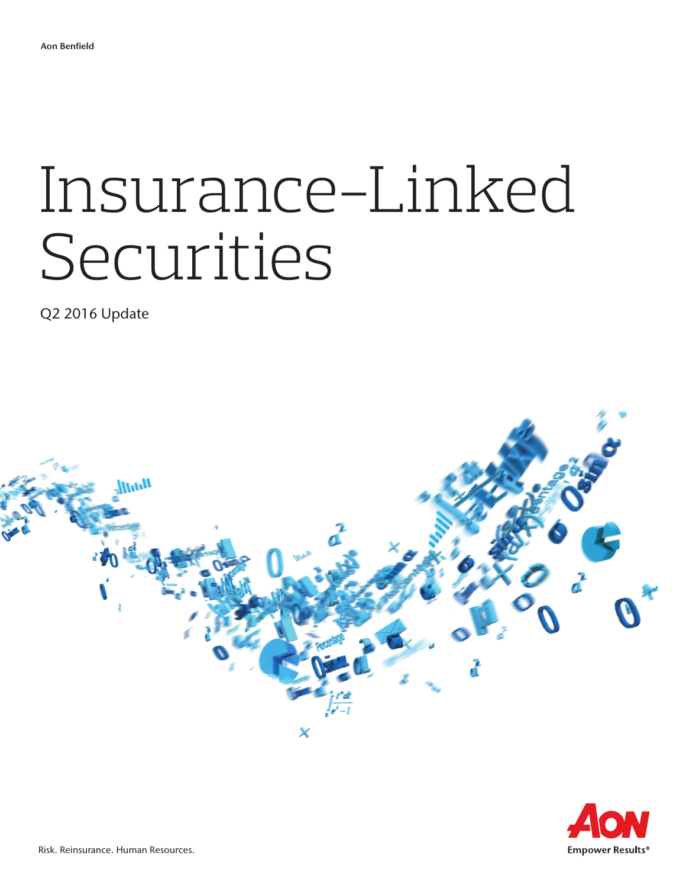Aon Benfield

# Insurance-Linked Securities

Q2 2016 Update

Risk. Reinsurance. Human Resources.

Empower Results®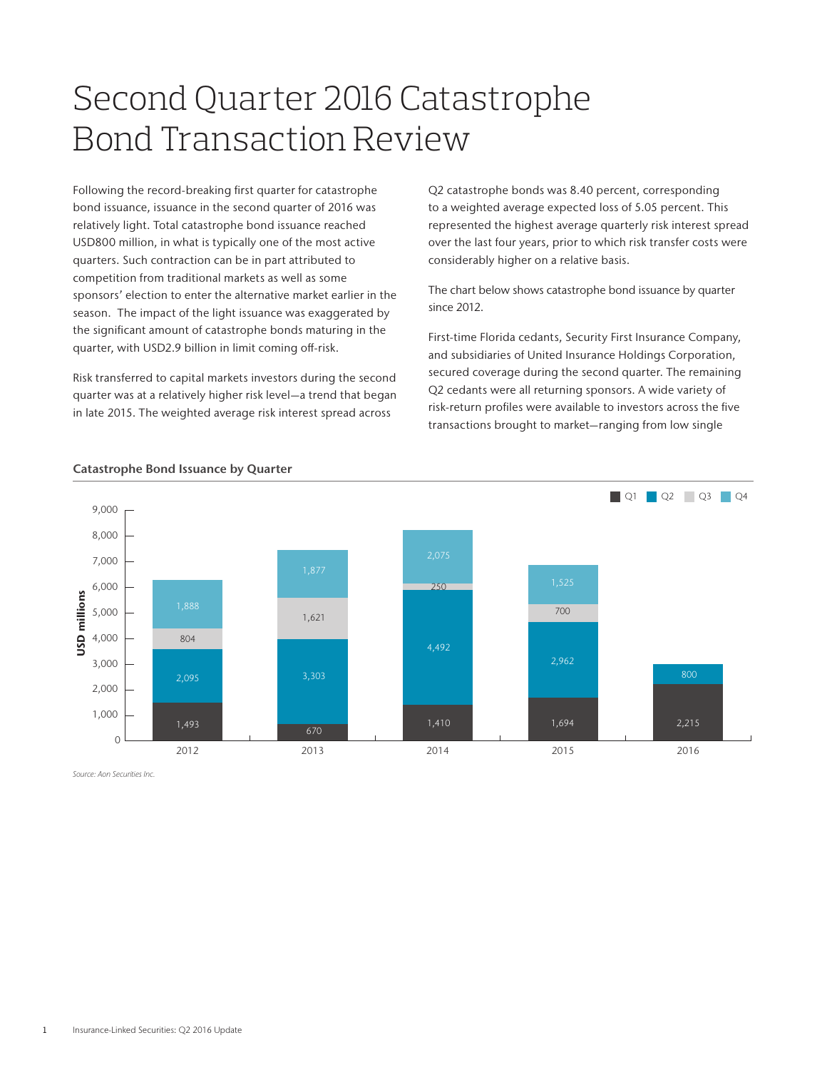# Second Quarter 2016 Catastrophe Bond Transaction Review

Following the record-breaking first quarter for catastrophe bond issuance, issuance in the second quarter of 2016 was relatively light. Total catastrophe bond issuance reached USD800 million, in what is typically one of the most active quarters. Such contraction can be in part attributed to competition from traditional markets as well as some sponsors' election to enter the alternative market earlier in the season. The impact of the light issuance was exaggerated by the significant amount of catastrophe bonds maturing in the quarter, with USD2.9 billion in limit coming off-risk.

Risk transferred to capital markets investors during the second quarter was at a relatively higher risk level—a trend that began in late 2015. The weighted average risk interest spread across Q2 catastrophe bonds was 8.40 percent, corresponding to a weighted average expected loss of 5.05 percent. This represented the highest average quarterly risk interest spread over the last four years, prior to which risk transfer costs were considerably higher on a relative basis.

The chart below shows catastrophe bond issuance by quarter since 2012.

First-time Florida cedants, Security First Insurance Company, and subsidiaries of United Insurance Holdings Corporation, secured coverage during the second quarter. The remaining Q2 cedants were all returning sponsors. A wide variety of risk-return profiles were available to investors across the five transactions brought to market—ranging from low single

**Catastrophe Bond Issuance by Quarter**

| Year | Q1 | Q2 | Q3 | Q4 |
|---|---|---|---|---|
| 2012 | 1,493 | 2,095 | 804 | 1,888 |
| 2013 | 670 | 3,303 | 1,621 | 1,877 |
| 2014 | 1,410 | 4,492 | 250 | 2,075 |
| 2015 | 1,694 | 2,962 | 700 | 1,525 |
| 2016 | 2,215 | 800 | | |

USD millions

*Source: Aon Securities Inc.*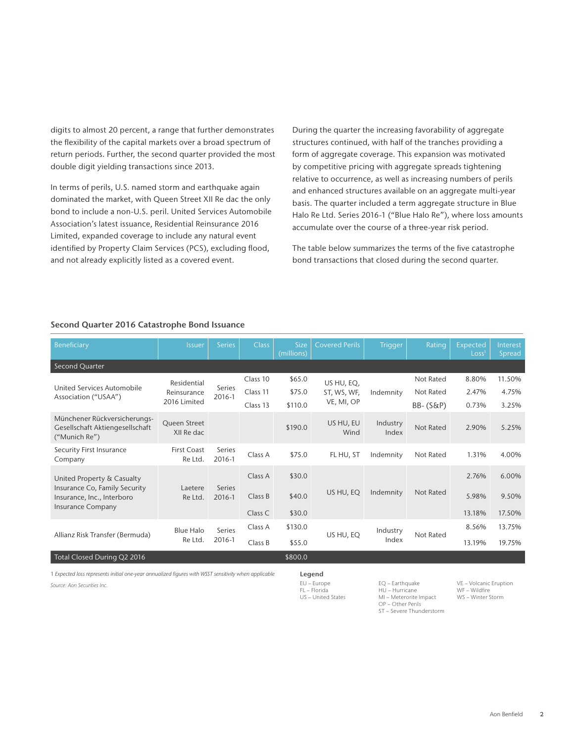digits to almost 20 percent, a range that further demonstrates the flexibility of the capital markets over a broad spectrum of return periods. Further, the second quarter provided the most double digit yielding transactions since 2013.

In terms of perils, U.S. named storm and earthquake again dominated the market, with Queen Street XII Re dac the only bond to include a non-U.S. peril. United Services Automobile Association's latest issuance, Residential Reinsurance 2016 Limited, expanded coverage to include any natural event identified by Property Claim Services (PCS), excluding flood, and not already explicitly listed as a covered event.

During the quarter the increasing favorability of aggregate structures continued, with half of the tranches providing a form of aggregate coverage. This expansion was motivated by competitive pricing with aggregate spreads tightening relative to occurrence, as well as increasing numbers of perils and enhanced structures available on an aggregate multi-year basis. The quarter included a term aggregate structure in Blue Halo Re Ltd. Series 2016-1 ("Blue Halo Re"), where loss amounts accumulate over the course of a three-year risk period.

The table below summarizes the terms of the five catastrophe bond transactions that closed during the second quarter.

### Second Quarter 2016 Catastrophe Bond Issuance

| Beneficiary | Issuer | Series | Class | Size (millions) | Covered Perils | Trigger | Rating | Expected Loss[1] | Interest Spread |
|---|---|---|---|---|---|---|---|---|---|
| **Second Quarter** | | | | | | | | | |
| United Services Automobile Association ("USAA") | Residential Reinsurance 2016 Limited | Series 2016-1 | Class 10 | $65.0 | US HU, EQ, ST, WS, WF, VE, MI, OP | Indemnity | Not Rated | 8.80% | 11.50% |
| | | | Class 11 | $75.0 | | | Not Rated | 2.47% | 4.75% |
| | | | Class 13 | $110.0 | | | BB- (S&P) | 0.73% | 3.25% |
| Münchener Rückversicherungs-Gesellschaft Aktiengesellschaft ("Munich Re") | Queen Street XII Re dac | | | $190.0 | US HU, EU Wind | Industry Index | Not Rated | 2.90% | 5.25% |
| Security First Insurance Company | First Coast Re Ltd. | Series 2016-1 | Class A | $75.0 | FL HU, ST | Indemnity | Not Rated | 1.31% | 4.00% |
| United Property & Casualty Insurance Co, Family Security Insurance, Inc., Interboro Insurance Company | Laetere Re Ltd. | Series 2016-1 | Class A | $30.0 | US HU, EQ | Indemnity | Not Rated | 2.76% | 6.00% |
| | | | Class B | $40.0 | | | | 5.98% | 9.50% |
| | | | Class C | $30.0 | | | | 13.18% | 17.50% |
| Allianz Risk Transfer (Bermuda) | Blue Halo Re Ltd. | Series 2016-1 | Class A | $130.0 | US HU, EQ | Industry Index | Not Rated | 8.56% | 13.75% |
| | | | Class B | $55.0 | | | | 13.19% | 19.75% |
| **Total Closed During Q2 2016** | | | | $800.0 | | | | | |

1 *Expected loss represents initial one-year annualized figures with WSST sensitivity when applicable*

*Source: Aon Securities Inc.*

**Legend**

EU – Europe
FL – Florida
US – United States
EQ – Earthquake
HU – Hurricane
MI – Meterorite Impact
OP – Other Perils
ST – Severe Thunderstorm
VE – Volcanic Eruption
WF – Wildfire
WS – Winter Storm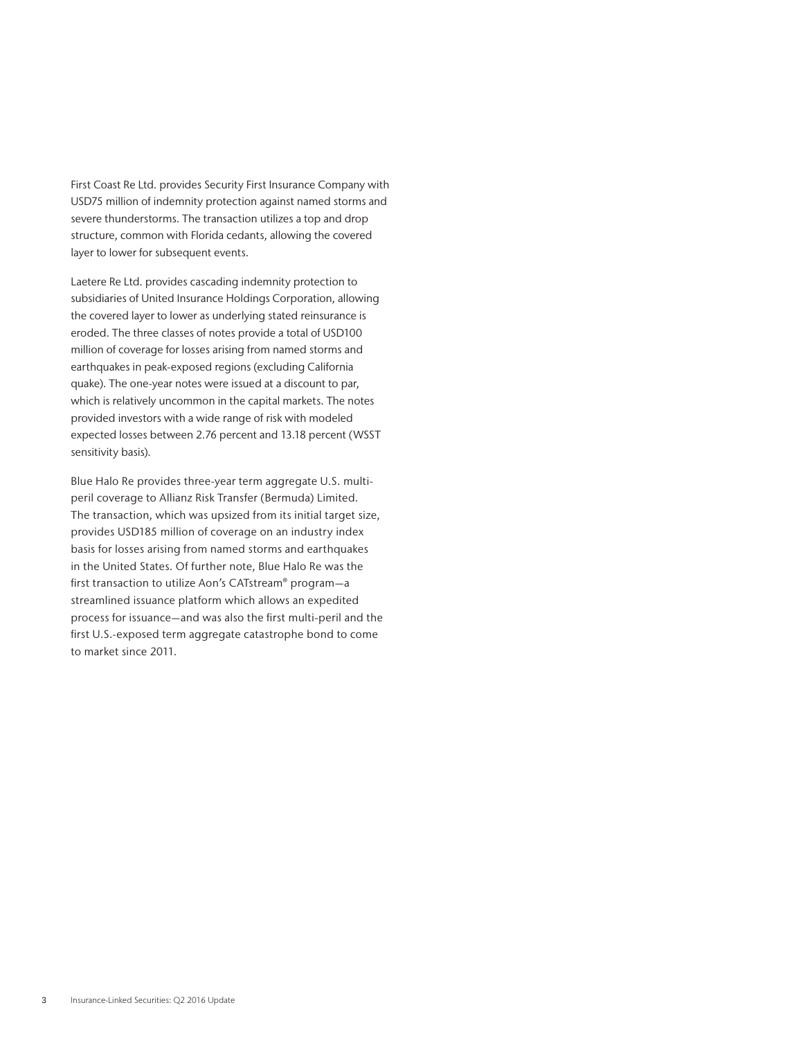First Coast Re Ltd. provides Security First Insurance Company with USD75 million of indemnity protection against named storms and severe thunderstorms. The transaction utilizes a top and drop structure, common with Florida cedants, allowing the covered layer to lower for subsequent events.

Laetere Re Ltd. provides cascading indemnity protection to subsidiaries of United Insurance Holdings Corporation, allowing the covered layer to lower as underlying stated reinsurance is eroded. The three classes of notes provide a total of USD100 million of coverage for losses arising from named storms and earthquakes in peak-exposed regions (excluding California quake). The one-year notes were issued at a discount to par, which is relatively uncommon in the capital markets. The notes provided investors with a wide range of risk with modeled expected losses between 2.76 percent and 13.18 percent (WSST sensitivity basis).

Blue Halo Re provides three-year term aggregate U.S. multi-peril coverage to Allianz Risk Transfer (Bermuda) Limited. The transaction, which was upsized from its initial target size, provides USD185 million of coverage on an industry index basis for losses arising from named storms and earthquakes in the United States. Of further note, Blue Halo Re was the first transaction to utilize Aon's CATstream® program—a streamlined issuance platform which allows an expedited process for issuance—and was also the first multi-peril and the first U.S.-exposed term aggregate catastrophe bond to come to market since 2011.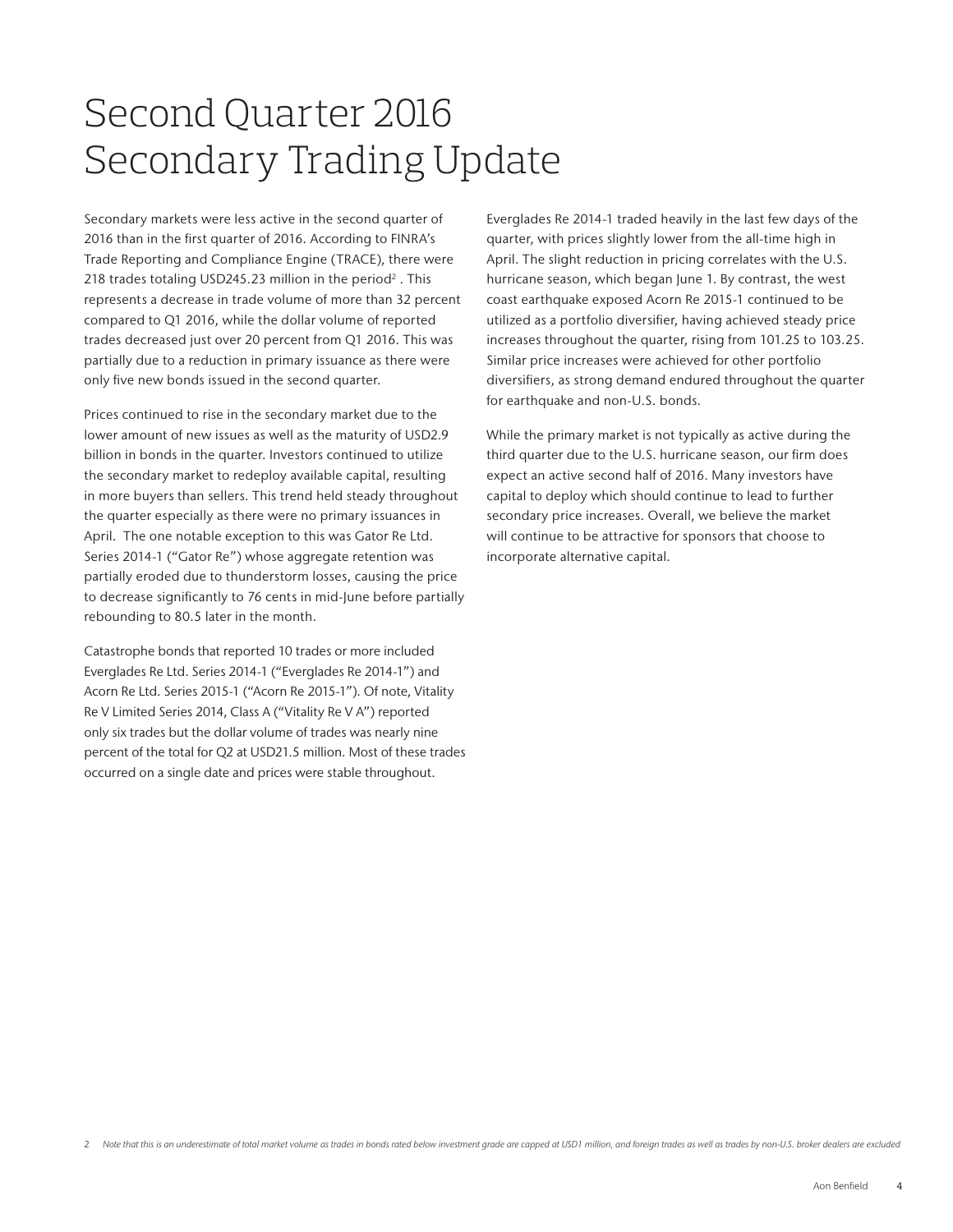# Second Quarter 2016 Secondary Trading Update

Secondary markets were less active in the second quarter of 2016 than in the first quarter of 2016. According to FINRA's Trade Reporting and Compliance Engine (TRACE), there were 218 trades totaling USD245.23 million in the period[2] . This represents a decrease in trade volume of more than 32 percent compared to Q1 2016, while the dollar volume of reported trades decreased just over 20 percent from Q1 2016. This was partially due to a reduction in primary issuance as there were only five new bonds issued in the second quarter.

Prices continued to rise in the secondary market due to the lower amount of new issues as well as the maturity of USD2.9 billion in bonds in the quarter. Investors continued to utilize the secondary market to redeploy available capital, resulting in more buyers than sellers. This trend held steady throughout the quarter especially as there were no primary issuances in April. The one notable exception to this was Gator Re Ltd. Series 2014-1 ("Gator Re") whose aggregate retention was partially eroded due to thunderstorm losses, causing the price to decrease significantly to 76 cents in mid-June before partially rebounding to 80.5 later in the month.

Catastrophe bonds that reported 10 trades or more included Everglades Re Ltd. Series 2014-1 ("Everglades Re 2014-1") and Acorn Re Ltd. Series 2015-1 ("Acorn Re 2015-1"). Of note, Vitality Re V Limited Series 2014, Class A ("Vitality Re V A") reported only six trades but the dollar volume of trades was nearly nine percent of the total for Q2 at USD21.5 million. Most of these trades occurred on a single date and prices were stable throughout.

Everglades Re 2014-1 traded heavily in the last few days of the quarter, with prices slightly lower from the all-time high in April. The slight reduction in pricing correlates with the U.S. hurricane season, which began June 1. By contrast, the west coast earthquake exposed Acorn Re 2015-1 continued to be utilized as a portfolio diversifier, having achieved steady price increases throughout the quarter, rising from 101.25 to 103.25. Similar price increases were achieved for other portfolio diversifiers, as strong demand endured throughout the quarter for earthquake and non-U.S. bonds.

While the primary market is not typically as active during the third quarter due to the U.S. hurricane season, our firm does expect an active second half of 2016. Many investors have capital to deploy which should continue to lead to further secondary price increases. Overall, we believe the market will continue to be attractive for sponsors that choose to incorporate alternative capital.

2 *Note that this is an underestimate of total market volume as trades in bonds rated below investment grade are capped at USD1 million, and foreign trades as well as trades by non-U.S. broker dealers are excluded*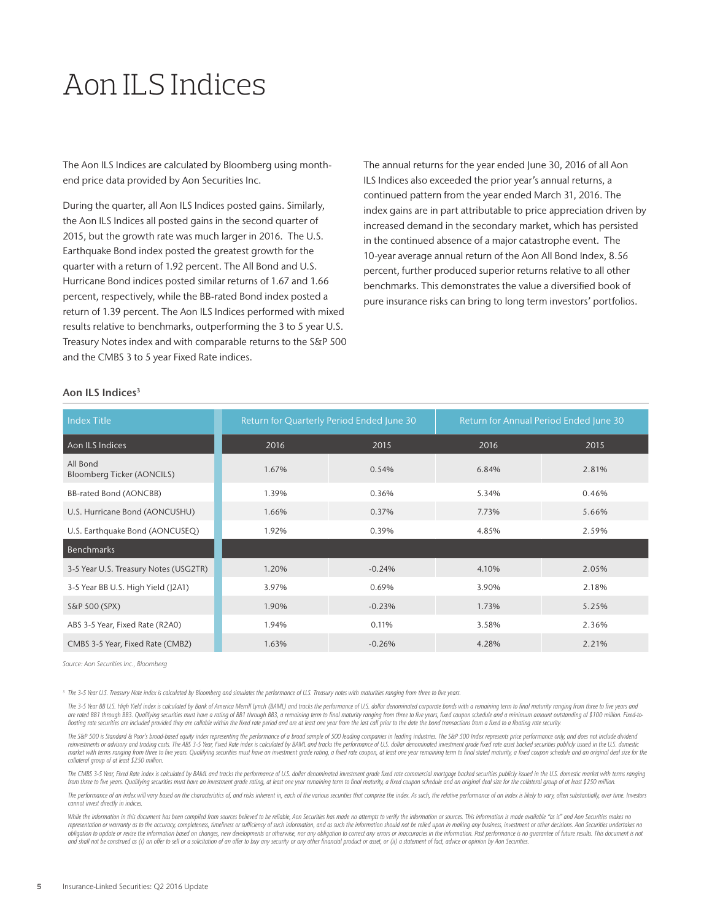# Aon ILS Indices

The Aon ILS Indices are calculated by Bloomberg using month-end price data provided by Aon Securities Inc.

During the quarter, all Aon ILS Indices posted gains. Similarly, the Aon ILS Indices all posted gains in the second quarter of 2015, but the growth rate was much larger in 2016. The U.S. Earthquake Bond index posted the greatest growth for the quarter with a return of 1.92 percent. The All Bond and U.S. Hurricane Bond indices posted similar returns of 1.67 and 1.66 percent, respectively, while the BB-rated Bond index posted a return of 1.39 percent. The Aon ILS Indices performed with mixed results relative to benchmarks, outperforming the 3 to 5 year U.S. Treasury Notes index and with comparable returns to the S&P 500 and the CMBS 3 to 5 year Fixed Rate indices.

The annual returns for the year ended June 30, 2016 of all Aon ILS Indices also exceeded the prior year's annual returns, a continued pattern from the year ended March 31, 2016. The index gains are in part attributable to price appreciation driven by increased demand in the secondary market, which has persisted in the continued absence of a major catastrophe event. The 10-year average annual return of the Aon All Bond Index, 8.56 percent, further produced superior returns relative to all other benchmarks. This demonstrates the value a diversified book of pure insurance risks can bring to long term investors' portfolios.

### Aon ILS Indices[3]

| Index Title | Return for Quarterly Period Ended June 30 | | Return for Annual Period Ended June 30 | |
|---|---|---|---|---|
| **Aon ILS Indices** | **2016** | **2015** | **2016** | **2015** |
| All Bond Bloomberg Ticker (AONCILS) | 1.67% | 0.54% | 6.84% | 2.81% |
| BB-rated Bond (AONCBB) | 1.39% | 0.36% | 5.34% | 0.46% |
| U.S. Hurricane Bond (AONCUSHU) | 1.66% | 0.37% | 7.73% | 5.66% |
| U.S. Earthquake Bond (AONCUSEQ) | 1.92% | 0.39% | 4.85% | 2.59% |
| **Benchmarks** | | | | |
| 3-5 Year U.S. Treasury Notes (USG2TR) | 1.20% | -0.24% | 4.10% | 2.05% |
| 3-5 Year BB U.S. High Yield (J2A1) | 3.97% | 0.69% | 3.90% | 2.18% |
| S&P 500 (SPX) | 1.90% | -0.23% | 1.73% | 5.25% |
| ABS 3-5 Year, Fixed Rate (R2A0) | 1.94% | 0.11% | 3.58% | 2.36% |
| CMBS 3-5 Year, Fixed Rate (CMB2) | 1.63% | -0.26% | 4.28% | 2.21% |

*Source: Aon Securities Inc., Bloomberg*

[3] The 3-5 Year U.S. Treasury Note index is calculated by Bloomberg and simulates the performance of U.S. Treasury notes with maturities ranging from three to five years.

The 3-5 Year BB U.S. High Yield index is calculated by Bank of America Merrill Lynch (BAML) and tracks the performance of U.S. dollar denominated corporate bonds with a remaining term to final maturity ranging from three to five years and are rated BB1 through BB3. Qualifying securities must have a rating of BB1 through BB3, a remaining term to final maturity ranging from three to five years, fixed coupon schedule and a minimum amount outstanding of $100 million. Fixed-to-floating rate securities are included provided they are callable within the fixed rate period and are at least one year from the last call prior to the date the bond transactions from a fixed to a floating rate security.

The S&P 500 is Standard & Poor's broad-based equity index representing the performance of a broad sample of 500 leading companies in leading industries. The S&P 500 Index represents price performance only, and does not include dividend reinvestments or advisory and trading costs. The ABS 3-5 Year, Fixed Rate index is calculated by BAML and tracks the performance of U.S. dollar denominated investment grade fixed rate asset backed securities publicly issued in the U.S. domestic market with terms ranging from three to five years. Qualifying securities must have an investment grade rating, a fixed rate coupon, at least one year remaining term to final stated maturity, a fixed coupon schedule and an original deal size for the collateral group of at least $250 million.

The CMBS 3-5 Year, Fixed Rate index is calculated by BAML and tracks the performance of U.S. dollar denominated investment grade fixed rate commercial mortgage backed securities publicly issued in the U.S. domestic market with terms ranging from three to five years. Qualifying securities must have an investment grade rating, at least one year remaining term to final maturity, a fixed coupon schedule and an original deal size for the collateral group of at least $250 million.

The performance of an index will vary based on the characteristics of, and risks inherent in, each of the various securities that comprise the index. As such, the relative performance of an index is likely to vary, often substantially, over time. Investors cannot invest directly in indices.

While the information in this document has been compiled from sources believed to be reliable, Aon Securities has made no attempts to verify the information or sources. This information is made available "as is" and Aon Securities makes no representation or warranty as to the accuracy, completeness, timeliness or sufficiency of such information, and as such the information should not be relied upon in making any business, investment or other decisions. Aon Securities undertakes no obligation to update or revise the information based on changes, new developments or otherwise, nor any obligation to correct any errors or inaccuracies in the information. Past performance is no guarantee of future results. This document is not and shall not be construed as (i) an offer to sell or a solicitation of an offer to buy any security or any other financial product or asset, or (ii) a statement of fact, advice or opinion by Aon Securities.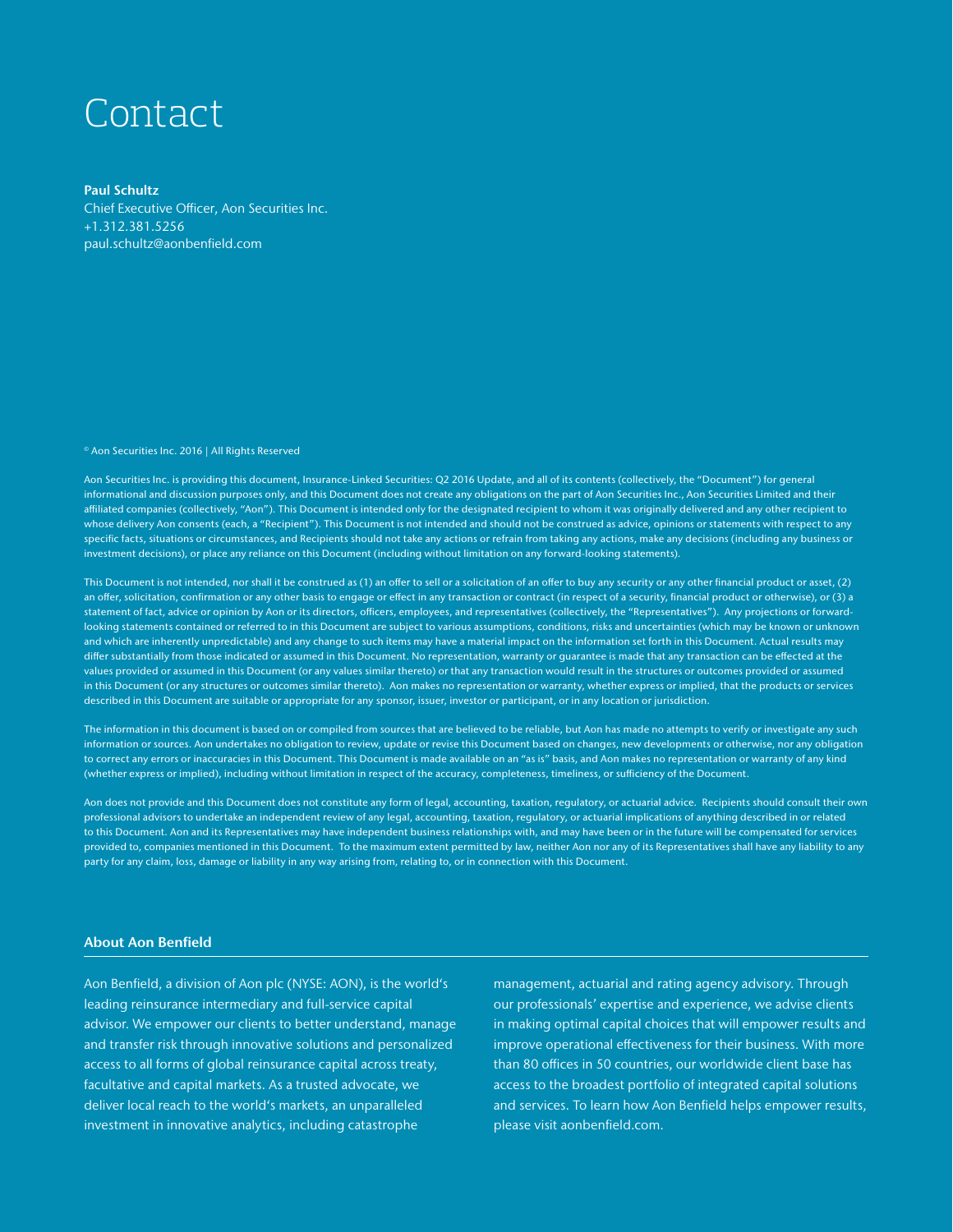# Contact

**Paul Schultz**
Chief Executive Officer, Aon Securities Inc.
+1.312.381.5256
paul.schultz@aonbenfield.com

© Aon Securities Inc. 2016 | All Rights Reserved

Aon Securities Inc. is providing this document, Insurance-Linked Securities: Q2 2016 Update, and all of its contents (collectively, the "Document") for general informational and discussion purposes only, and this Document does not create any obligations on the part of Aon Securities Inc., Aon Securities Limited and their affiliated companies (collectively, "Aon"). This Document is intended only for the designated recipient to whom it was originally delivered and any other recipient to whose delivery Aon consents (each, a "Recipient"). This Document is not intended and should not be construed as advice, opinions or statements with respect to any specific facts, situations or circumstances, and Recipients should not take any actions or refrain from taking any actions, make any decisions (including any business or investment decisions), or place any reliance on this Document (including without limitation on any forward-looking statements).

This Document is not intended, nor shall it be construed as (1) an offer to sell or a solicitation of an offer to buy any security or any other financial product or asset, (2) an offer, solicitation, confirmation or any other basis to engage or effect in any transaction or contract (in respect of a security, financial product or otherwise), or (3) a statement of fact, advice or opinion by Aon or its directors, officers, employees, and representatives (collectively, the "Representatives"). Any projections or forward-looking statements contained or referred to in this Document are subject to various assumptions, conditions, risks and uncertainties (which may be known or unknown and which are inherently unpredictable) and any change to such items may have a material impact on the information set forth in this Document. Actual results may differ substantially from those indicated or assumed in this Document. No representation, warranty or guarantee is made that any transaction can be effected at the values provided or assumed in this Document (or any values similar thereto) or that any transaction would result in the structures or outcomes provided or assumed in this Document (or any structures or outcomes similar thereto). Aon makes no representation or warranty, whether express or implied, that the products or services described in this Document are suitable or appropriate for any sponsor, issuer, investor or participant, or in any location or jurisdiction.

The information in this document is based on or compiled from sources that are believed to be reliable, but Aon has made no attempts to verify or investigate any such information or sources. Aon undertakes no obligation to review, update or revise this Document based on changes, new developments or otherwise, nor any obligation to correct any errors or inaccuracies in this Document. This Document is made available on an "as is" basis, and Aon makes no representation or warranty of any kind (whether express or implied), including without limitation in respect of the accuracy, completeness, timeliness, or sufficiency of the Document.

Aon does not provide and this Document does not constitute any form of legal, accounting, taxation, regulatory, or actuarial advice. Recipients should consult their own professional advisors to undertake an independent review of any legal, accounting, taxation, regulatory, or actuarial implications of anything described in or related to this Document. Aon and its Representatives may have independent business relationships with, and may have been or in the future will be compensated for services provided to, companies mentioned in this Document. To the maximum extent permitted by law, neither Aon nor any of its Representatives shall have any liability to any party for any claim, loss, damage or liability in any way arising from, relating to, or in connection with this Document.

## About Aon Benfield

Aon Benfield, a division of Aon plc (NYSE: AON), is the world's leading reinsurance intermediary and full-service capital advisor. We empower our clients to better understand, manage and transfer risk through innovative solutions and personalized access to all forms of global reinsurance capital across treaty, facultative and capital markets. As a trusted advocate, we deliver local reach to the world's markets, an unparalleled investment in innovative analytics, including catastrophe management, actuarial and rating agency advisory. Through our professionals' expertise and experience, we advise clients in making optimal capital choices that will empower results and improve operational effectiveness for their business. With more than 80 offices in 50 countries, our worldwide client base has access to the broadest portfolio of integrated capital solutions and services. To learn how Aon Benfield helps empower results, please visit aonbenfield.com.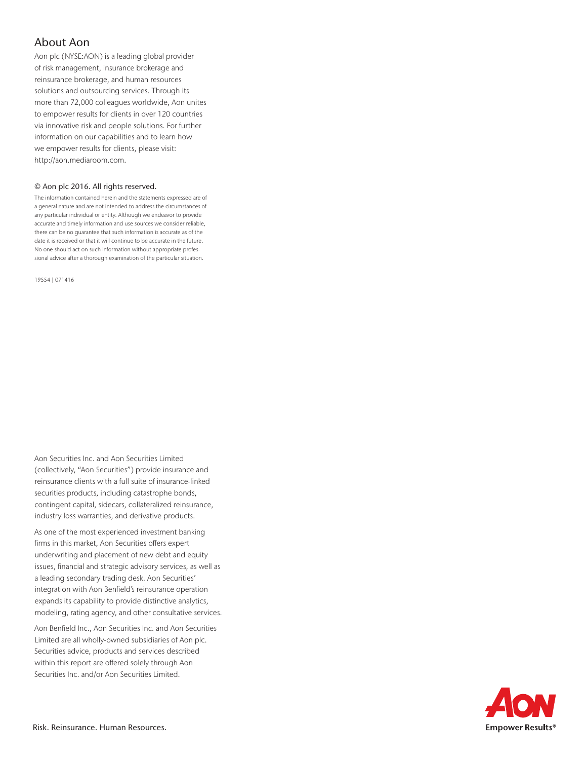## About Aon

Aon plc (NYSE:AON) is a leading global provider of risk management, insurance brokerage and reinsurance brokerage, and human resources solutions and outsourcing services. Through its more than 72,000 colleagues worldwide, Aon unites to empower results for clients in over 120 countries via innovative risk and people solutions. For further information on our capabilities and to learn how we empower results for clients, please visit: http://aon.mediaroom.com.

© Aon plc 2016. All rights reserved.

The information contained herein and the statements expressed are of a general nature and are not intended to address the circumstances of any particular individual or entity. Although we endeavor to provide accurate and timely information and use sources we consider reliable, there can be no guarantee that such information is accurate as of the date it is received or that it will continue to be accurate in the future. No one should act on such information without appropriate professional advice after a thorough examination of the particular situation.

19554 | 071416

Aon Securities Inc. and Aon Securities Limited (collectively, "Aon Securities") provide insurance and reinsurance clients with a full suite of insurance-linked securities products, including catastrophe bonds, contingent capital, sidecars, collateralized reinsurance, industry loss warranties, and derivative products.

As one of the most experienced investment banking firms in this market, Aon Securities offers expert underwriting and placement of new debt and equity issues, financial and strategic advisory services, as well as a leading secondary trading desk. Aon Securities' integration with Aon Benfield's reinsurance operation expands its capability to provide distinctive analytics, modeling, rating agency, and other consultative services.

Aon Benfield Inc., Aon Securities Inc. and Aon Securities Limited are all wholly-owned subsidiaries of Aon plc. Securities advice, products and services described within this report are offered solely through Aon Securities Inc. and/or Aon Securities Limited.

Risk. Reinsurance. Human Resources.

AON

Empower Results®